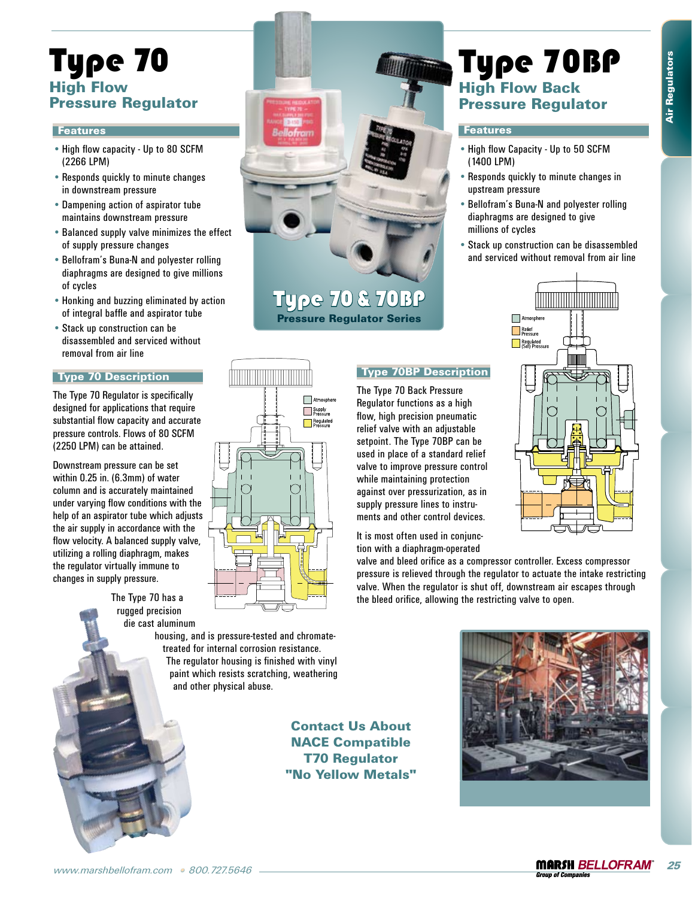# Type 70

## High Flow Pressure Regulator

### Features

- High flow capacity - Up to 80 SCFM (2266 LPM)
- Responds quickly to minute changes in downstream pressure
- Dampening action of aspirator tube maintains downstream pressure
- Balanced supply valve minimizes the effect of supply pressure changes
- Bellofram's Buna-N and polyester rolling diaphragms are designed to give millions of cycles
- Honking and buzzing eliminated by action of integral baffle and aspirator tube
- Stack up construction can be disassembled and serviced without removal from air line

### Type 70 Description

The Type 70 Regulator is specifically designed for applications that require substantial flow capacity and accurate pressure controls. Flows of 80 SCFM (2250 LPM) can be attained.

Downstream pressure can be set within 0.25 in. (6.3mm) of water column and is accurately maintained under varying flow conditions with the help of an aspirator tube which adjusts the air supply in accordance with the flow velocity. A balanced supply valve, utilizing a rolling diaphragm, makes the regulator virtually immune to changes in supply pressure.

The Type 70 has a rugged precision die cast aluminum housing, and is pressure-tested and chromate-treated for internal corrosion resistance. The regulator housing is finished with vinyl paint which resists scratching, weathering and other physical abuse.

Atmosphere
Supply Pressure
Regulated Pressure

## Type 70 & 70BP
**Pressure Regulator Series**

# Type 70BP

## High Flow Back Pressure Regulator

### Features

- High flow Capacity - Up to 50 SCFM (1400 LPM)
- Responds quickly to minute changes in upstream pressure
- Bellofram's Buna-N and polyester rolling diaphragms are designed to give millions of cycles
- Stack up construction can be disassembled and serviced without removal from air line

### Type 70BP Description

The Type 70 Back Pressure Regulator functions as a high flow, high precision pneumatic relief valve with an adjustable setpoint. The Type 70BP can be used in place of a standard relief valve to improve pressure control while maintaining protection against over pressurization, as in supply pressure lines to instruments and other control devices.

It is most often used in conjunction with a diaphragm-operated valve and bleed orifice as a compressor controller. Excess compressor pressure is relieved through the regulator to actuate the intake restricting valve. When the regulator is shut off, downstream air escapes through the bleed orifice, allowing the restricting valve to open.

Atmosphere
Relief Pressure
Regulated (Set) Pressure

**Contact Us About NACE Compatible T70 Regulator "No Yellow Metals"**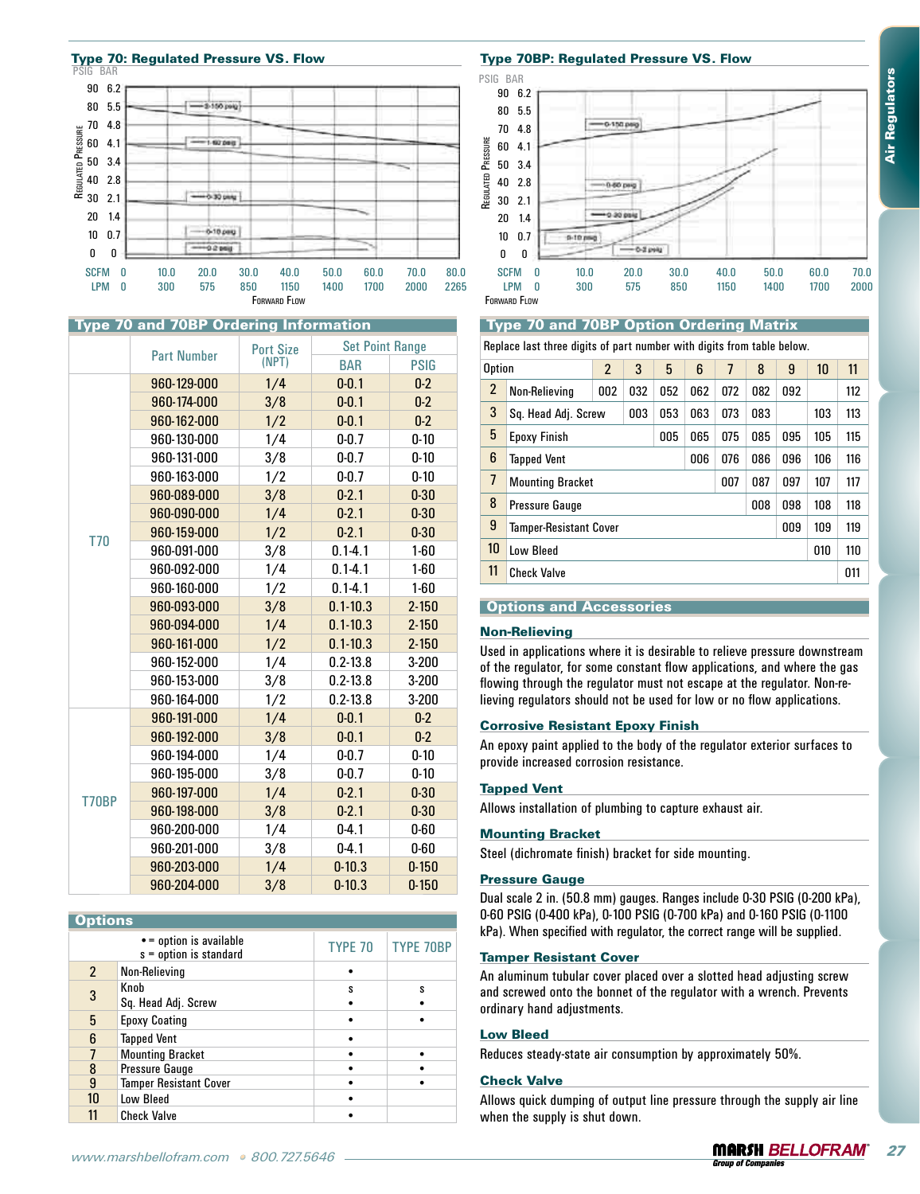## Type 70: Regulated Pressure VS. Flow

## Type 70BP: Regulated Pressure VS. Flow

## Type 70 and 70BP Ordering Information

| | Part Number | Port Size (NPT) | Set Point Range | |
|---|---|---|---|---|
| | | | BAR | PSIG |
| T70 | 960-129-000 | 1/4 | 0-0.1 | 0-2 |
| | 960-174-000 | 3/8 | 0-0.1 | 0-2 |
| | 960-162-000 | 1/2 | 0-0.1 | 0-2 |
| | 960-130-000 | 1/4 | 0-0.7 | 0-10 |
| | 960-131-000 | 3/8 | 0-0.7 | 0-10 |
| | 960-163-000 | 1/2 | 0-0.7 | 0-10 |
| | 960-089-000 | 3/8 | 0-2.1 | 0-30 |
| | 960-090-000 | 1/4 | 0-2.1 | 0-30 |
| | 960-159-000 | 1/2 | 0-2.1 | 0-30 |
| | 960-091-000 | 3/8 | 0.1-4.1 | 1-60 |
| | 960-092-000 | 1/4 | 0.1-4.1 | 1-60 |
| | 960-160-000 | 1/2 | 0.1-4.1 | 1-60 |
| | 960-093-000 | 3/8 | 0.1-10.3 | 2-150 |
| | 960-094-000 | 1/4 | 0.1-10.3 | 2-150 |
| | 960-161-000 | 1/2 | 0.1-10.3 | 2-150 |
| | 960-152-000 | 1/4 | 0.2-13.8 | 3-200 |
| | 960-153-000 | 3/8 | 0.2-13.8 | 3-200 |
| | 960-164-000 | 1/2 | 0.2-13.8 | 3-200 |
| T70BP | 960-191-000 | 1/4 | 0-0.1 | 0-2 |
| | 960-192-000 | 3/8 | 0-0.1 | 0-2 |
| | 960-194-000 | 1/4 | 0-0.7 | 0-10 |
| | 960-195-000 | 3/8 | 0-0.7 | 0-10 |
| | 960-197-000 | 1/4 | 0-2.1 | 0-30 |
| | 960-198-000 | 3/8 | 0-2.1 | 0-30 |
| | 960-200-000 | 1/4 | 0-4.1 | 0-60 |
| | 960-201-000 | 3/8 | 0-4.1 | 0-60 |
| | 960-203-000 | 1/4 | 0-10.3 | 0-150 |
| | 960-204-000 | 3/8 | 0-10.3 | 0-150 |

## Options

| | • = option is available<br>s = option is standard | TYPE 70 | TYPE 70BP |
|---|---|---|---|
| 2 | Non-Relieving | • | |
| 3 | Knob<br>Sq. Head Adj. Screw | s<br>• | s<br>• |
| 5 | Epoxy Coating | • | • |
| 6 | Tapped Vent | • | |
| 7 | Mounting Bracket | • | • |
| 8 | Pressure Gauge | • | • |
| 9 | Tamper Resistant Cover | • | • |
| 10 | Low Bleed | • | |
| 11 | Check Valve | • | |

## Type 70 and 70BP Option Ordering Matrix

Replace last three digits of part number with digits from table below.

| | Option | 2 | 3 | 5 | 6 | 7 | 8 | 9 | 10 | 11 |
|---|---|---|---|---|---|---|---|---|---|---|
| 2 | Non-Relieving | 002 | 032 | 052 | 062 | 072 | 082 | 092 | | 112 |
| 3 | Sq. Head Adj. Screw | | 003 | 053 | 063 | 073 | 083 | | 103 | 113 |
| 5 | Epoxy Finish | | | 005 | 065 | 075 | 085 | 095 | 105 | 115 |
| 6 | Tapped Vent | | | | 006 | 076 | 086 | 096 | 106 | 116 |
| 7 | Mounting Bracket | | | | | 007 | 087 | 097 | 107 | 117 |
| 8 | Pressure Gauge | | | | | | 008 | 098 | 108 | 118 |
| 9 | Tamper-Resistant Cover | | | | | | | 009 | 109 | 119 |
| 10 | Low Bleed | | | | | | | | 010 | 110 |
| 11 | Check Valve | | | | | | | | | 011 |

## Options and Accessories

### Non-Relieving

Used in applications where it is desirable to relieve pressure downstream of the regulator, for some constant flow applications, and where the gas flowing through the regulator must not escape at the regulator. Non-relieving regulators should not be used for low or no flow applications.

### Corrosive Resistant Epoxy Finish

An epoxy paint applied to the body of the regulator exterior surfaces to provide increased corrosion resistance.

### Tapped Vent

Allows installation of plumbing to capture exhaust air.

### Mounting Bracket

Steel (dichromate finish) bracket for side mounting.

### Pressure Gauge

Dual scale 2 in. (50.8 mm) gauges. Ranges include 0-30 PSIG (0-200 kPa), 0-60 PSIG (0-400 kPa), 0-100 PSIG (0-700 kPa) and 0-160 PSIG (0-1100 kPa). When specified with regulator, the correct range will be supplied.

### Tamper Resistant Cover

An aluminum tubular cover placed over a slotted head adjusting screw and screwed onto the bonnet of the regulator with a wrench. Prevents ordinary hand adjustments.

### Low Bleed

Reduces steady-state air consumption by approximately 50%.

### Check Valve

Allows quick dumping of output line pressure through the supply air line when the supply is shut down.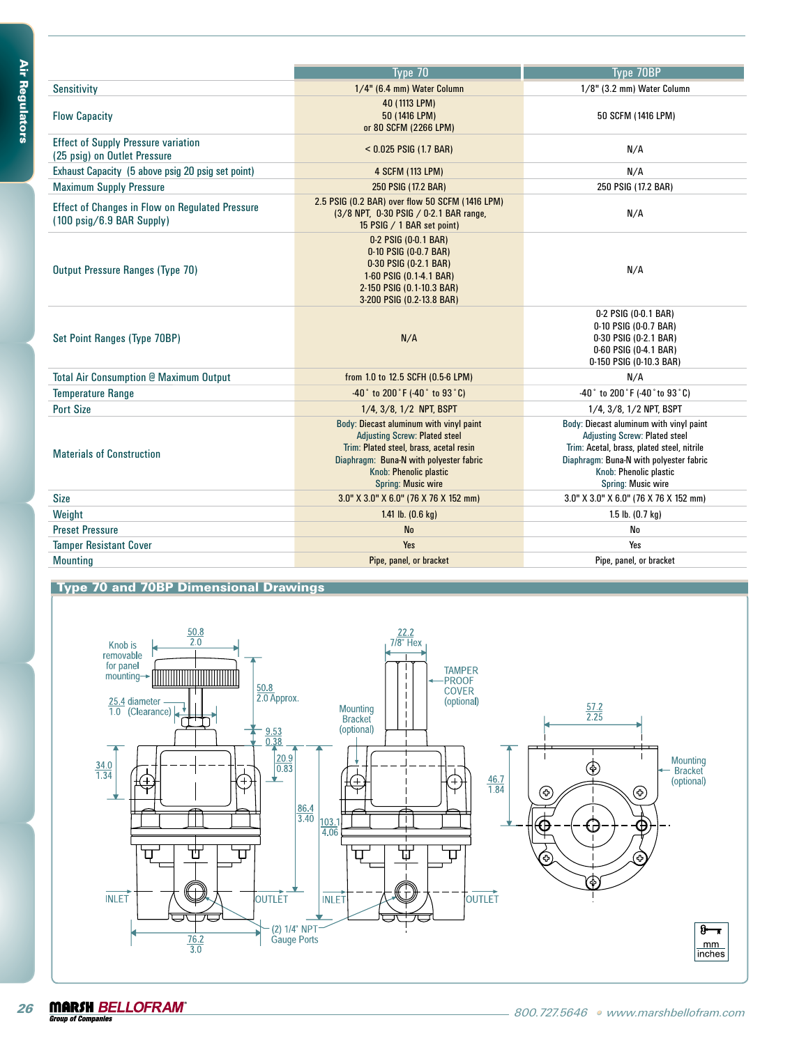| | Type 70 | Type 70BP |
|---|---|---|
| Sensitivity | 1/4" (6.4 mm) Water Column | 1/8" (3.2 mm) Water Column |
| Flow Capacity | 40 (1113 LPM)<br>50 (1416 LPM)<br>or 80 SCFM (2266 LPM) | 50 SCFM (1416 LPM) |
| Effect of Supply Pressure variation (25 psig) on Outlet Pressure | < 0.025 PSIG (1.7 BAR) | N/A |
| Exhaust Capacity (5 above psig 20 psig set point) | 4 SCFM (113 LPM) | N/A |
| Maximum Supply Pressure | 250 PSIG (17.2 BAR) | 250 PSIG (17.2 BAR) |
| Effect of Changes in Flow on Regulated Pressure (100 psig/6.9 BAR Supply) | 2.5 PSIG (0.2 BAR) over flow 50 SCFM (1416 LPM)<br>(3/8 NPT, 0-30 PSIG / 0-2.1 BAR range,<br>15 PSIG / 1 BAR set point) | N/A |
| Output Pressure Ranges (Type 70) | 0-2 PSIG (0-0.1 BAR)<br>0-10 PSIG (0-0.7 BAR)<br>0-30 PSIG (0-2.1 BAR)<br>1-60 PSIG (0.1-4.1 BAR)<br>2-150 PSIG (0.1-10.3 BAR)<br>3-200 PSIG (0.2-13.8 BAR) | N/A |
| Set Point Ranges (Type 70BP) | N/A | 0-2 PSIG (0-0.1 BAR)<br>0-10 PSIG (0-0.7 BAR)<br>0-30 PSIG (0-2.1 BAR)<br>0-60 PSIG (0-4.1 BAR)<br>0-150 PSIG (0-10.3 BAR) |
| Total Air Consumption @ Maximum Output | from 1.0 to 12.5 SCFH (0.5-6 LPM) | N/A |
| Temperature Range | -40˚ to 200˚F (-40˚ to 93˚C) | -40˚ to 200˚F (-40˚to 93˚C) |
| Port Size | 1/4, 3/8, 1/2 NPT, BSPT | 1/4, 3/8, 1/2 NPT, BSPT |
| Materials of Construction | Body: Diecast aluminum with vinyl paint<br>Adjusting Screw: Plated steel<br>Trim: Plated steel, brass, acetal resin<br>Diaphragm: Buna-N with polyester fabric<br>Knob: Phenolic plastic<br>Spring: Music wire | Body: Diecast aluminum with vinyl paint<br>Adjusting Screw: Plated steel<br>Trim: Acetal, brass, plated steel, nitrile<br>Diaphragm: Buna-N with polyester fabric<br>Knob: Phenolic plastic<br>Spring: Music wire |
| Size | 3.0" X 3.0" X 6.0" (76 X 76 X 152 mm) | 3.0" X 3.0" X 6.0" (76 X 76 X 152 mm) |
| Weight | 1.41 lb. (0.6 kg) | 1.5 lb. (0.7 kg) |
| Preset Pressure | No | No |
| Tamper Resistant Cover | Yes | Yes |
| Mounting | Pipe, panel, or bracket | Pipe, panel, or bracket |

## Type 70 and 70BP Dimensional Drawings

Knob is removable for panel mounting

50.8
2.0

50.8
2.0 Approx.

25.4 diameter
1.0 (Clearance)

9.53
0.38

34.0
1.34

20.9
0.83

86.4
3.40

INLET

OUTLET

76.2
3.0

(2) 1/4" NPT Gauge Ports

22.2
7/8" Hex

TAMPER PROOF COVER (optional)

Mounting Bracket (optional)

103.1
4.06

46.7
1.84

INLET

OUTLET

57.2
2.25

Mounting Bracket (optional)

mm
inches